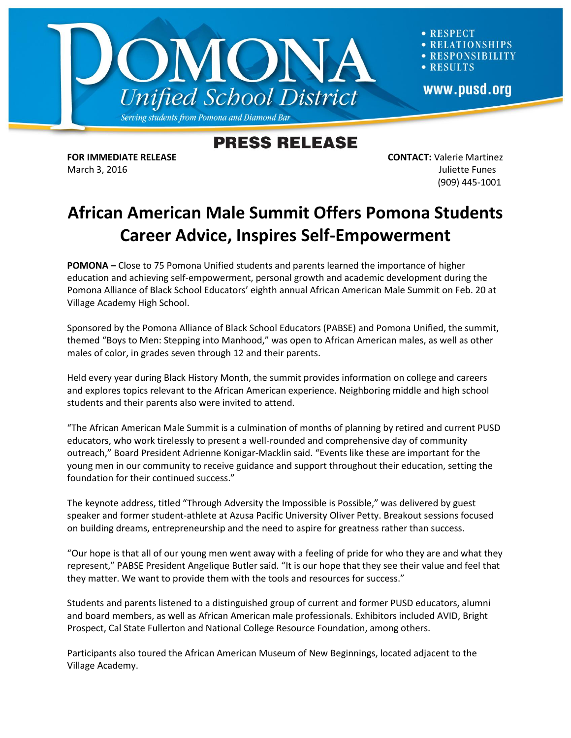# POMONA Unified School District

*Serving students from Pomona and Diamond Bar*

- RESPECT
- RELATIONSHIPS
- RESPONSIBILITY
- RESULTS

www.pusd.org

## PRESS RELEASE

**FOR IMMEDIATE RELEASE**
March 3, 2016

**CONTACT:** Valerie Martinez
Juliette Funes
(909) 445-1001

# African American Male Summit Offers Pomona Students Career Advice, Inspires Self-Empowerment

**POMONA –** Close to 75 Pomona Unified students and parents learned the importance of higher education and achieving self-empowerment, personal growth and academic development during the Pomona Alliance of Black School Educators' eighth annual African American Male Summit on Feb. 20 at Village Academy High School.

Sponsored by the Pomona Alliance of Black School Educators (PABSE) and Pomona Unified, the summit, themed "Boys to Men: Stepping into Manhood," was open to African American males, as well as other males of color, in grades seven through 12 and their parents.

Held every year during Black History Month, the summit provides information on college and careers and explores topics relevant to the African American experience. Neighboring middle and high school students and their parents also were invited to attend.

"The African American Male Summit is a culmination of months of planning by retired and current PUSD educators, who work tirelessly to present a well-rounded and comprehensive day of community outreach," Board President Adrienne Konigar-Macklin said. "Events like these are important for the young men in our community to receive guidance and support throughout their education, setting the foundation for their continued success."

The keynote address, titled "Through Adversity the Impossible is Possible," was delivered by guest speaker and former student-athlete at Azusa Pacific University Oliver Petty. Breakout sessions focused on building dreams, entrepreneurship and the need to aspire for greatness rather than success.

"Our hope is that all of our young men went away with a feeling of pride for who they are and what they represent," PABSE President Angelique Butler said. "It is our hope that they see their value and feel that they matter. We want to provide them with the tools and resources for success."

Students and parents listened to a distinguished group of current and former PUSD educators, alumni and board members, as well as African American male professionals. Exhibitors included AVID, Bright Prospect, Cal State Fullerton and National College Resource Foundation, among others.

Participants also toured the African American Museum of New Beginnings, located adjacent to the Village Academy.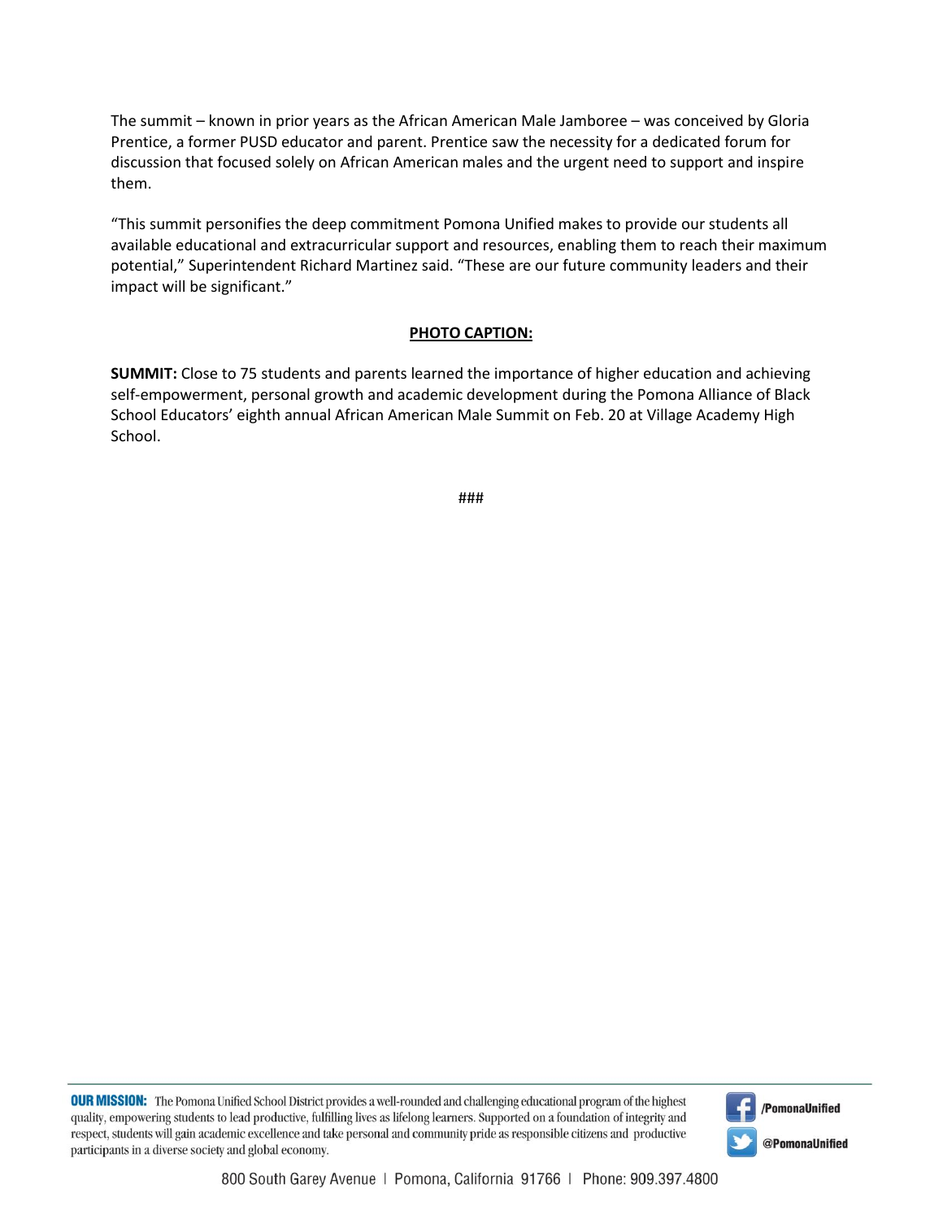The summit – known in prior years as the African American Male Jamboree – was conceived by Gloria Prentice, a former PUSD educator and parent. Prentice saw the necessity for a dedicated forum for discussion that focused solely on African American males and the urgent need to support and inspire them.

"This summit personifies the deep commitment Pomona Unified makes to provide our students all available educational and extracurricular support and resources, enabling them to reach their maximum potential," Superintendent Richard Martinez said. "These are our future community leaders and their impact will be significant."

**PHOTO CAPTION:**

**SUMMIT:** Close to 75 students and parents learned the importance of higher education and achieving self-empowerment, personal growth and academic development during the Pomona Alliance of Black School Educators' eighth annual African American Male Summit on Feb. 20 at Village Academy High School.

###